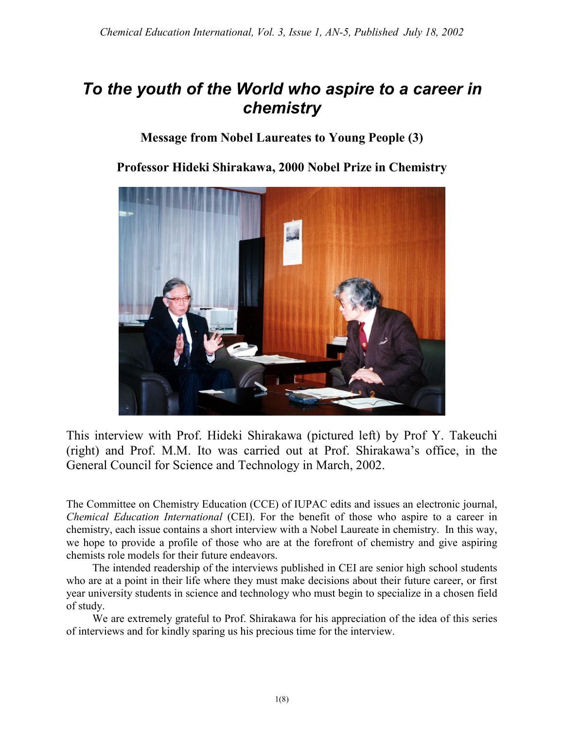# *To the youth of the World who aspire to a career in chemistry*

### Message from Nobel Laureates to Young People (3)

### Professor Hideki Shirakawa, 2000 Nobel Prize in Chemistry

This interview with Prof. Hideki Shirakawa (pictured left) by Prof Y. Takeuchi (right) and Prof. M.M. Ito was carried out at Prof. Shirakawa's office, in the General Council for Science and Technology in March, 2002.

The Committee on Chemistry Education (CCE) of IUPAC edits and issues an electronic journal, *Chemical Education International* (CEI). For the benefit of those who aspire to a career in chemistry, each issue contains a short interview with a Nobel Laureate in chemistry. In this way, we hope to provide a profile of those who are at the forefront of chemistry and give aspiring chemists role models for their future endeavors.

The intended readership of the interviews published in CEI are senior high school students who are at a point in their life where they must make decisions about their future career, or first year university students in science and technology who must begin to specialize in a chosen field of study.

We are extremely grateful to Prof. Shirakawa for his appreciation of the idea of this series of interviews and for kindly sparing us his precious time for the interview.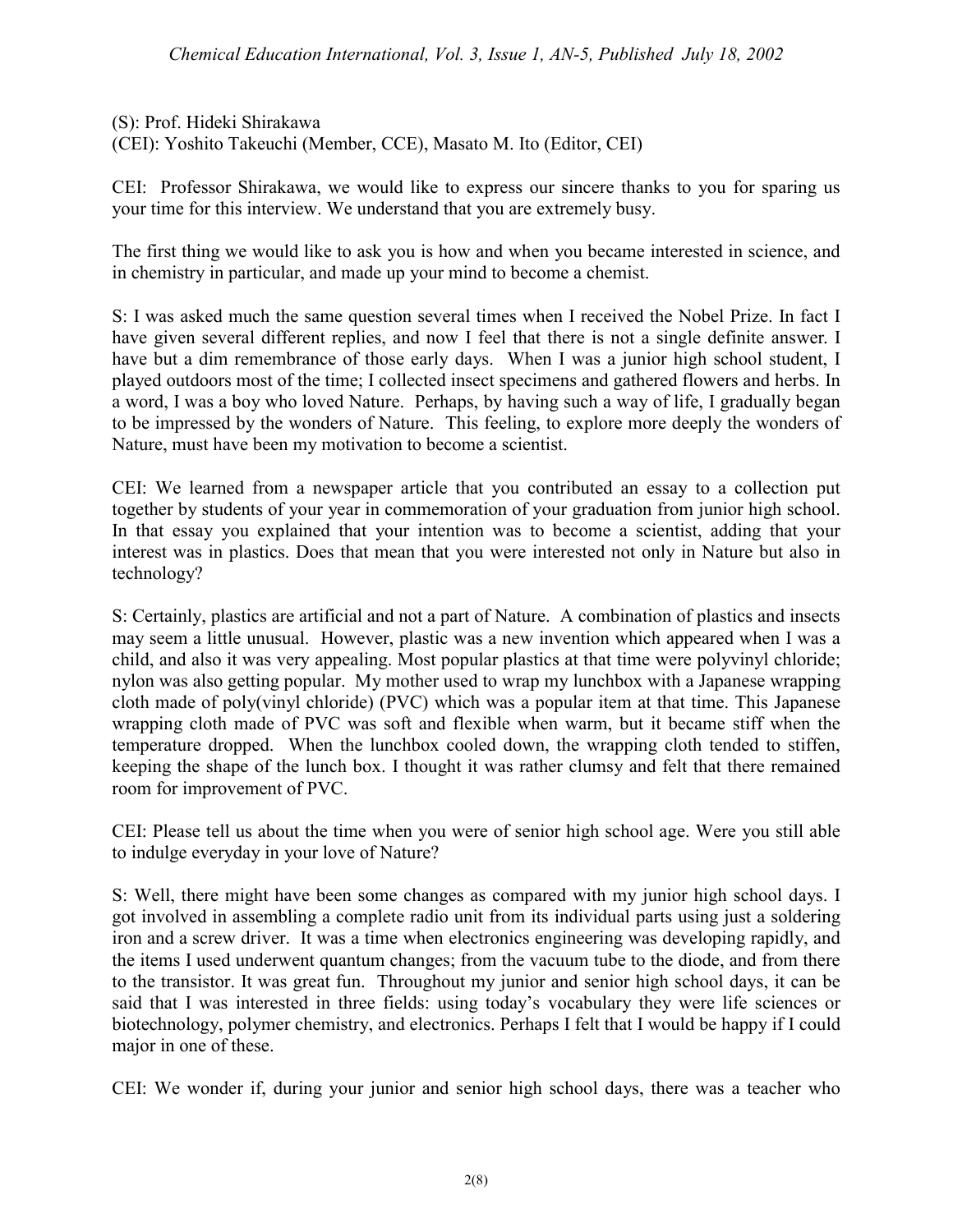(S): Prof. Hideki Shirakawa
(CEI): Yoshito Takeuchi (Member, CCE), Masato M. Ito (Editor, CEI)

CEI: Professor Shirakawa, we would like to express our sincere thanks to you for sparing us your time for this interview. We understand that you are extremely busy.

The first thing we would like to ask you is how and when you became interested in science, and in chemistry in particular, and made up your mind to become a chemist.

S: I was asked much the same question several times when I received the Nobel Prize. In fact I have given several different replies, and now I feel that there is not a single definite answer. I have but a dim remembrance of those early days. When I was a junior high school student, I played outdoors most of the time; I collected insect specimens and gathered flowers and herbs. In a word, I was a boy who loved Nature. Perhaps, by having such a way of life, I gradually began to be impressed by the wonders of Nature. This feeling, to explore more deeply the wonders of Nature, must have been my motivation to become a scientist.

CEI: We learned from a newspaper article that you contributed an essay to a collection put together by students of your year in commemoration of your graduation from junior high school. In that essay you explained that your intention was to become a scientist, adding that your interest was in plastics. Does that mean that you were interested not only in Nature but also in technology?

S: Certainly, plastics are artificial and not a part of Nature. A combination of plastics and insects may seem a little unusual. However, plastic was a new invention which appeared when I was a child, and also it was very appealing. Most popular plastics at that time were polyvinyl chloride; nylon was also getting popular. My mother used to wrap my lunchbox with a Japanese wrapping cloth made of poly(vinyl chloride) (PVC) which was a popular item at that time. This Japanese wrapping cloth made of PVC was soft and flexible when warm, but it became stiff when the temperature dropped. When the lunchbox cooled down, the wrapping cloth tended to stiffen, keeping the shape of the lunch box. I thought it was rather clumsy and felt that there remained room for improvement of PVC.

CEI: Please tell us about the time when you were of senior high school age. Were you still able to indulge everyday in your love of Nature?

S: Well, there might have been some changes as compared with my junior high school days. I got involved in assembling a complete radio unit from its individual parts using just a soldering iron and a screw driver. It was a time when electronics engineering was developing rapidly, and the items I used underwent quantum changes; from the vacuum tube to the diode, and from there to the transistor. It was great fun. Throughout my junior and senior high school days, it can be said that I was interested in three fields: using today's vocabulary they were life sciences or biotechnology, polymer chemistry, and electronics. Perhaps I felt that I would be happy if I could major in one of these.

CEI: We wonder if, during your junior and senior high school days, there was a teacher who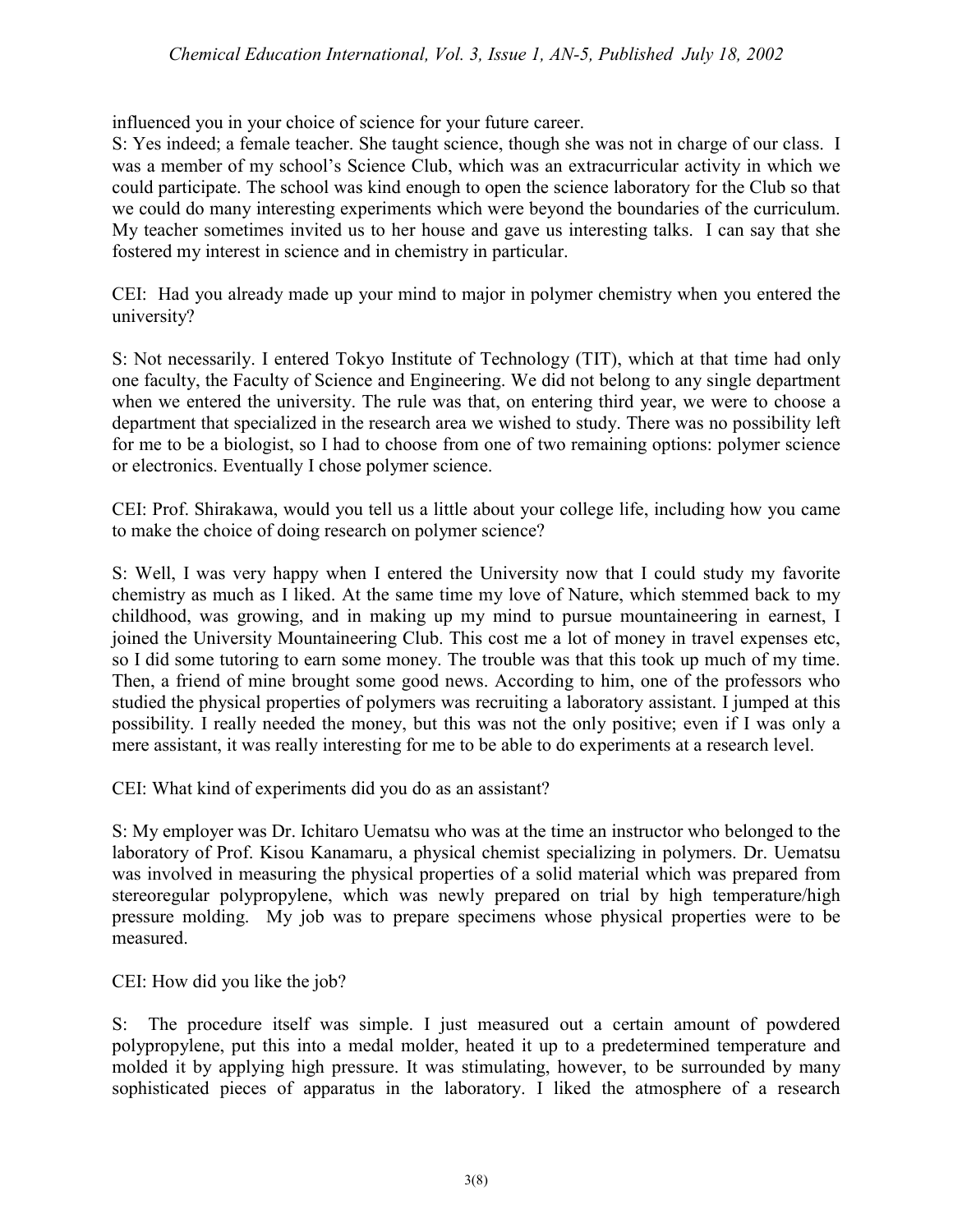influenced you in your choice of science for your future career.

S: Yes indeed; a female teacher. She taught science, though she was not in charge of our class. I was a member of my school's Science Club, which was an extracurricular activity in which we could participate. The school was kind enough to open the science laboratory for the Club so that we could do many interesting experiments which were beyond the boundaries of the curriculum. My teacher sometimes invited us to her house and gave us interesting talks. I can say that she fostered my interest in science and in chemistry in particular.

CEI: Had you already made up your mind to major in polymer chemistry when you entered the university?

S: Not necessarily. I entered Tokyo Institute of Technology (TIT), which at that time had only one faculty, the Faculty of Science and Engineering. We did not belong to any single department when we entered the university. The rule was that, on entering third year, we were to choose a department that specialized in the research area we wished to study. There was no possibility left for me to be a biologist, so I had to choose from one of two remaining options: polymer science or electronics. Eventually I chose polymer science.

CEI: Prof. Shirakawa, would you tell us a little about your college life, including how you came to make the choice of doing research on polymer science?

S: Well, I was very happy when I entered the University now that I could study my favorite chemistry as much as I liked. At the same time my love of Nature, which stemmed back to my childhood, was growing, and in making up my mind to pursue mountaineering in earnest, I joined the University Mountaineering Club. This cost me a lot of money in travel expenses etc, so I did some tutoring to earn some money. The trouble was that this took up much of my time. Then, a friend of mine brought some good news. According to him, one of the professors who studied the physical properties of polymers was recruiting a laboratory assistant. I jumped at this possibility. I really needed the money, but this was not the only positive; even if I was only a mere assistant, it was really interesting for me to be able to do experiments at a research level.

CEI: What kind of experiments did you do as an assistant?

S: My employer was Dr. Ichitaro Uematsu who was at the time an instructor who belonged to the laboratory of Prof. Kisou Kanamaru, a physical chemist specializing in polymers. Dr. Uematsu was involved in measuring the physical properties of a solid material which was prepared from stereoregular polypropylene, which was newly prepared on trial by high temperature/high pressure molding. My job was to prepare specimens whose physical properties were to be measured.

CEI: How did you like the job?

S: The procedure itself was simple. I just measured out a certain amount of powdered polypropylene, put this into a medal molder, heated it up to a predetermined temperature and molded it by applying high pressure. It was stimulating, however, to be surrounded by many sophisticated pieces of apparatus in the laboratory. I liked the atmosphere of a research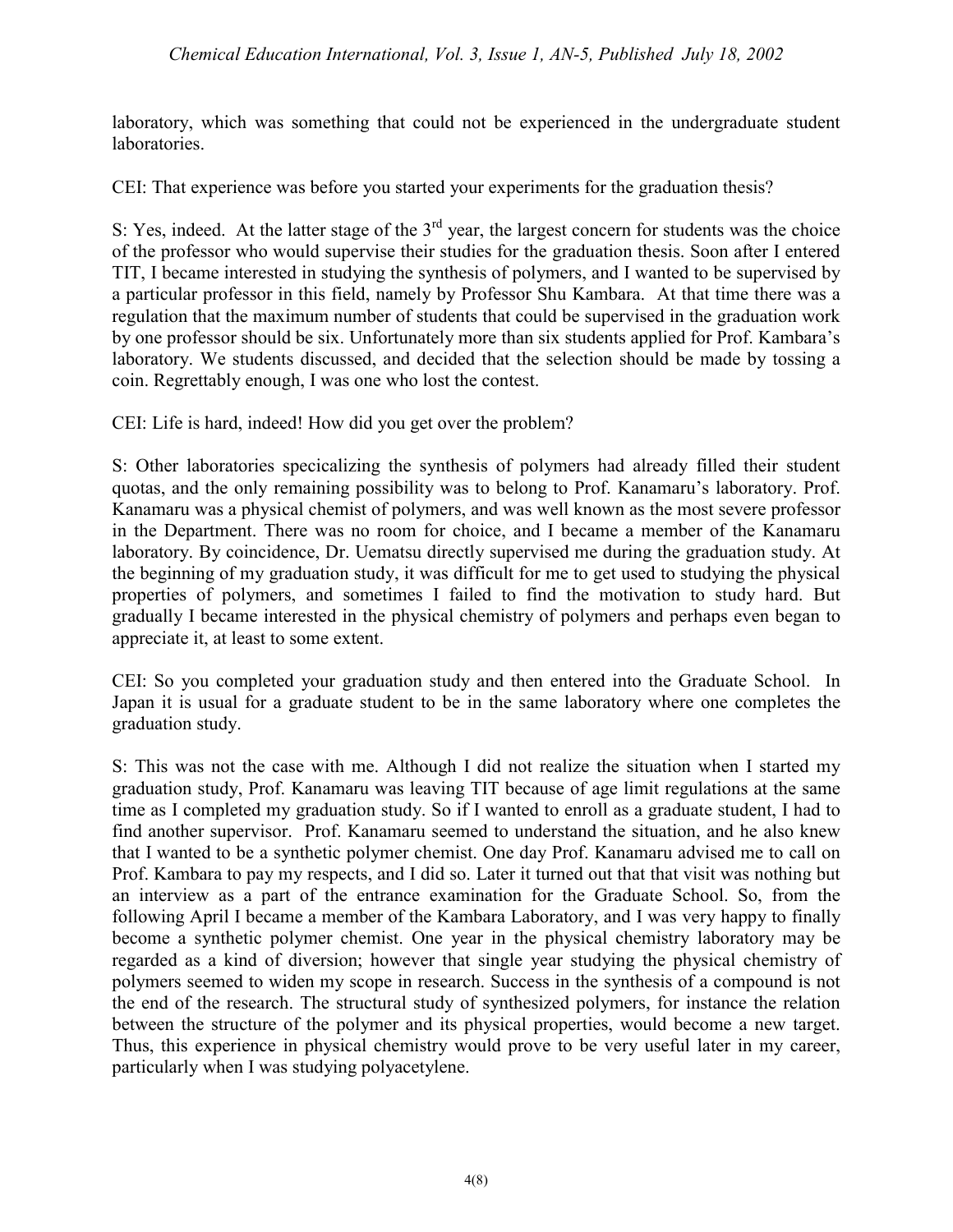laboratory, which was something that could not be experienced in the undergraduate student laboratories.

CEI: That experience was before you started your experiments for the graduation thesis?

S: Yes, indeed. At the latter stage of the 3rd year, the largest concern for students was the choice of the professor who would supervise their studies for the graduation thesis. Soon after I entered TIT, I became interested in studying the synthesis of polymers, and I wanted to be supervised by a particular professor in this field, namely by Professor Shu Kambara. At that time there was a regulation that the maximum number of students that could be supervised in the graduation work by one professor should be six. Unfortunately more than six students applied for Prof. Kambara's laboratory. We students discussed, and decided that the selection should be made by tossing a coin. Regrettably enough, I was one who lost the contest.

CEI: Life is hard, indeed! How did you get over the problem?

S: Other laboratories specicalizing the synthesis of polymers had already filled their student quotas, and the only remaining possibility was to belong to Prof. Kanamaru's laboratory. Prof. Kanamaru was a physical chemist of polymers, and was well known as the most severe professor in the Department. There was no room for choice, and I became a member of the Kanamaru laboratory. By coincidence, Dr. Uematsu directly supervised me during the graduation study. At the beginning of my graduation study, it was difficult for me to get used to studying the physical properties of polymers, and sometimes I failed to find the motivation to study hard. But gradually I became interested in the physical chemistry of polymers and perhaps even began to appreciate it, at least to some extent.

CEI: So you completed your graduation study and then entered into the Graduate School. In Japan it is usual for a graduate student to be in the same laboratory where one completes the graduation study.

S: This was not the case with me. Although I did not realize the situation when I started my graduation study, Prof. Kanamaru was leaving TIT because of age limit regulations at the same time as I completed my graduation study. So if I wanted to enroll as a graduate student, I had to find another supervisor. Prof. Kanamaru seemed to understand the situation, and he also knew that I wanted to be a synthetic polymer chemist. One day Prof. Kanamaru advised me to call on Prof. Kambara to pay my respects, and I did so. Later it turned out that that visit was nothing but an interview as a part of the entrance examination for the Graduate School. So, from the following April I became a member of the Kambara Laboratory, and I was very happy to finally become a synthetic polymer chemist. One year in the physical chemistry laboratory may be regarded as a kind of diversion; however that single year studying the physical chemistry of polymers seemed to widen my scope in research. Success in the synthesis of a compound is not the end of the research. The structural study of synthesized polymers, for instance the relation between the structure of the polymer and its physical properties, would become a new target. Thus, this experience in physical chemistry would prove to be very useful later in my career, particularly when I was studying polyacetylene.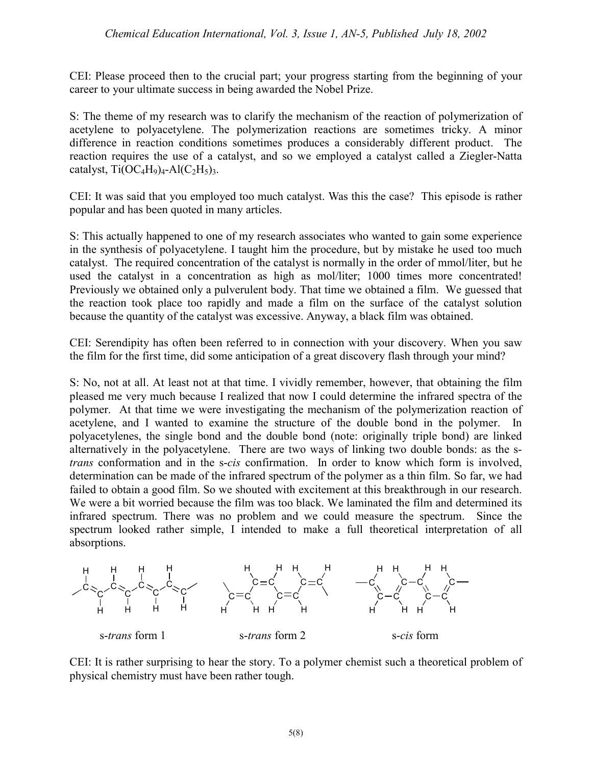CEI: Please proceed then to the crucial part; your progress starting from the beginning of your career to your ultimate success in being awarded the Nobel Prize.

S: The theme of my research was to clarify the mechanism of the reaction of polymerization of acetylene to polyacetylene. The polymerization reactions are sometimes tricky. A minor difference in reaction conditions sometimes produces a considerably different product. The reaction requires the use of a catalyst, and so we employed a catalyst called a Ziegler-Natta catalyst, $Ti(OC_4H_9)_4$-$Al(C_2H_5)_3$.

CEI: It was said that you employed too much catalyst. Was this the case? This episode is rather popular and has been quoted in many articles.

S: This actually happened to one of my research associates who wanted to gain some experience in the synthesis of polyacetylene. I taught him the procedure, but by mistake he used too much catalyst. The required concentration of the catalyst is normally in the order of mmol/liter, but he used the catalyst in a concentration as high as mol/liter; 1000 times more concentrated! Previously we obtained only a pulverulent body. That time we obtained a film. We guessed that the reaction took place too rapidly and made a film on the surface of the catalyst solution because the quantity of the catalyst was excessive. Anyway, a black film was obtained.

CEI: Serendipity has often been referred to in connection with your discovery. When you saw the film for the first time, did some anticipation of a great discovery flash through your mind?

S: No, not at all. At least not at that time. I vividly remember, however, that obtaining the film pleased me very much because I realized that now I could determine the infrared spectra of the polymer. At that time we were investigating the mechanism of the polymerization reaction of acetylene, and I wanted to examine the structure of the double bond in the polymer. In polyacetylenes, the single bond and the double bond (note: originally triple bond) are linked alternatively in the polyacetylene. There are two ways of linking two double bonds: as the s-*trans* conformation and in the s-*cis* confirmation. In order to know which form is involved, determination can be made of the infrared spectrum of the polymer as a thin film. So far, we had failed to obtain a good film. So we shouted with excitement at this breakthrough in our research. We were a bit worried because the film was too black. We laminated the film and determined its infrared spectrum. There was no problem and we could measure the spectrum. Since the spectrum looked rather simple, I intended to make a full theoretical interpretation of all absorptions.

s-*trans* form 1 s-*trans* form 2 s-*cis* form

CEI: It is rather surprising to hear the story. To a polymer chemist such a theoretical problem of physical chemistry must have been rather tough.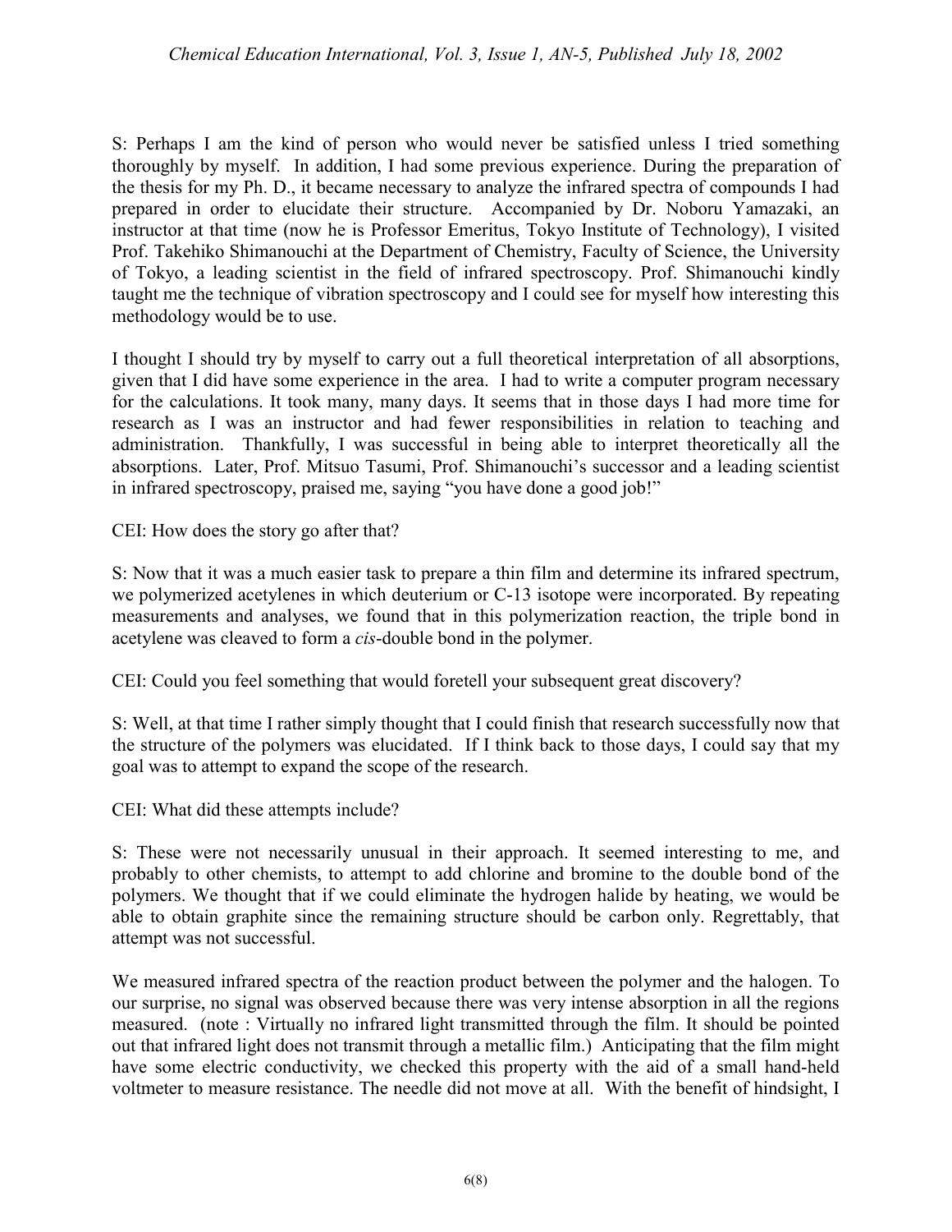S: Perhaps I am the kind of person who would never be satisfied unless I tried something thoroughly by myself. In addition, I had some previous experience. During the preparation of the thesis for my Ph. D., it became necessary to analyze the infrared spectra of compounds I had prepared in order to elucidate their structure. Accompanied by Dr. Noboru Yamazaki, an instructor at that time (now he is Professor Emeritus, Tokyo Institute of Technology), I visited Prof. Takehiko Shimanouchi at the Department of Chemistry, Faculty of Science, the University of Tokyo, a leading scientist in the field of infrared spectroscopy. Prof. Shimanouchi kindly taught me the technique of vibration spectroscopy and I could see for myself how interesting this methodology would be to use.

I thought I should try by myself to carry out a full theoretical interpretation of all absorptions, given that I did have some experience in the area. I had to write a computer program necessary for the calculations. It took many, many days. It seems that in those days I had more time for research as I was an instructor and had fewer responsibilities in relation to teaching and administration. Thankfully, I was successful in being able to interpret theoretically all the absorptions. Later, Prof. Mitsuo Tasumi, Prof. Shimanouchi's successor and a leading scientist in infrared spectroscopy, praised me, saying "you have done a good job!"

CEI: How does the story go after that?

S: Now that it was a much easier task to prepare a thin film and determine its infrared spectrum, we polymerized acetylenes in which deuterium or C-13 isotope were incorporated. By repeating measurements and analyses, we found that in this polymerization reaction, the triple bond in acetylene was cleaved to form a *cis*-double bond in the polymer.

CEI: Could you feel something that would foretell your subsequent great discovery?

S: Well, at that time I rather simply thought that I could finish that research successfully now that the structure of the polymers was elucidated. If I think back to those days, I could say that my goal was to attempt to expand the scope of the research.

CEI: What did these attempts include?

S: These were not necessarily unusual in their approach. It seemed interesting to me, and probably to other chemists, to attempt to add chlorine and bromine to the double bond of the polymers. We thought that if we could eliminate the hydrogen halide by heating, we would be able to obtain graphite since the remaining structure should be carbon only. Regrettably, that attempt was not successful.

We measured infrared spectra of the reaction product between the polymer and the halogen. To our surprise, no signal was observed because there was very intense absorption in all the regions measured. (note : Virtually no infrared light transmitted through the film. It should be pointed out that infrared light does not transmit through a metallic film.) Anticipating that the film might have some electric conductivity, we checked this property with the aid of a small hand-held voltmeter to measure resistance. The needle did not move at all. With the benefit of hindsight, I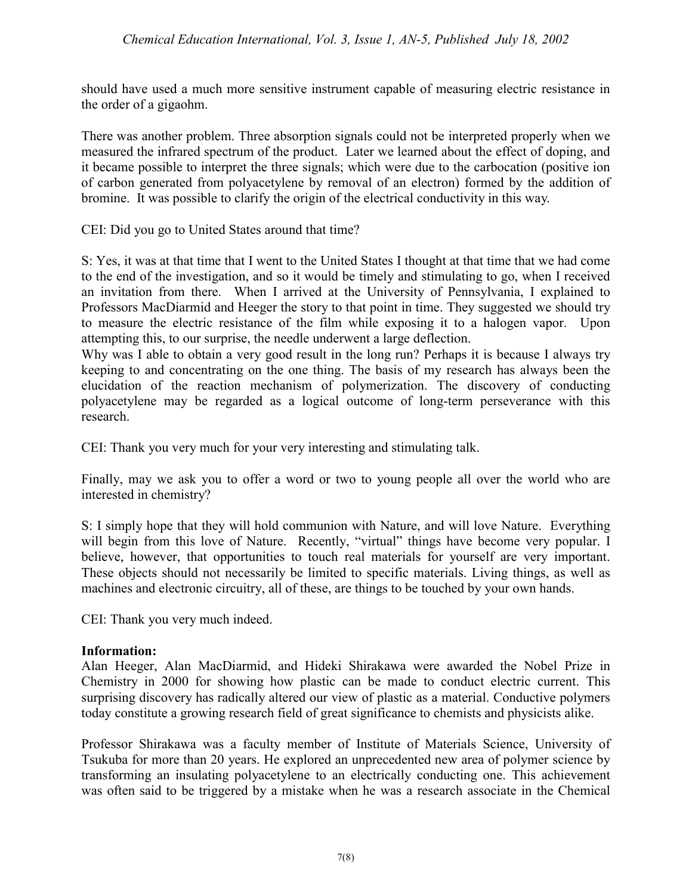should have used a much more sensitive instrument capable of measuring electric resistance in the order of a gigaohm.

There was another problem. Three absorption signals could not be interpreted properly when we measured the infrared spectrum of the product. Later we learned about the effect of doping, and it became possible to interpret the three signals; which were due to the carbocation (positive ion of carbon generated from polyacetylene by removal of an electron) formed by the addition of bromine. It was possible to clarify the origin of the electrical conductivity in this way.

CEI: Did you go to United States around that time?

S: Yes, it was at that time that I went to the United States I thought at that time that we had come to the end of the investigation, and so it would be timely and stimulating to go, when I received an invitation from there. When I arrived at the University of Pennsylvania, I explained to Professors MacDiarmid and Heeger the story to that point in time. They suggested we should try to measure the electric resistance of the film while exposing it to a halogen vapor. Upon attempting this, to our surprise, the needle underwent a large deflection.

Why was I able to obtain a very good result in the long run? Perhaps it is because I always try keeping to and concentrating on the one thing. The basis of my research has always been the elucidation of the reaction mechanism of polymerization. The discovery of conducting polyacetylene may be regarded as a logical outcome of long-term perseverance with this research.

CEI: Thank you very much for your very interesting and stimulating talk.

Finally, may we ask you to offer a word or two to young people all over the world who are interested in chemistry?

S: I simply hope that they will hold communion with Nature, and will love Nature. Everything will begin from this love of Nature. Recently, "virtual" things have become very popular. I believe, however, that opportunities to touch real materials for yourself are very important. These objects should not necessarily be limited to specific materials. Living things, as well as machines and electronic circuitry, all of these, are things to be touched by your own hands.

CEI: Thank you very much indeed.

**Information:**

Alan Heeger, Alan MacDiarmid, and Hideki Shirakawa were awarded the Nobel Prize in Chemistry in 2000 for showing how plastic can be made to conduct electric current. This surprising discovery has radically altered our view of plastic as a material. Conductive polymers today constitute a growing research field of great significance to chemists and physicists alike.

Professor Shirakawa was a faculty member of Institute of Materials Science, University of Tsukuba for more than 20 years. He explored an unprecedented new area of polymer science by transforming an insulating polyacetylene to an electrically conducting one. This achievement was often said to be triggered by a mistake when he was a research associate in the Chemical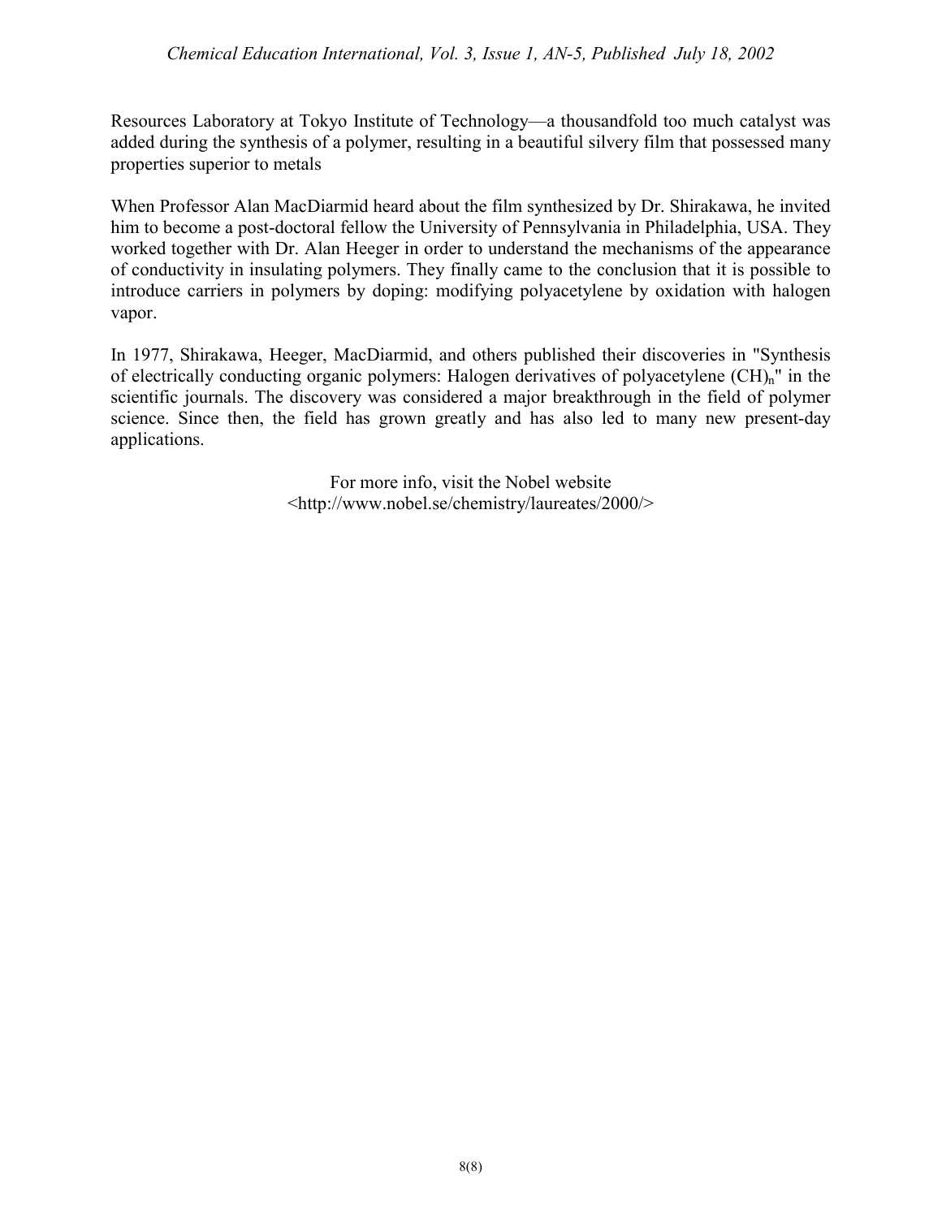Resources Laboratory at Tokyo Institute of Technology—a thousandfold too much catalyst was added during the synthesis of a polymer, resulting in a beautiful silvery film that possessed many properties superior to metals

When Professor Alan MacDiarmid heard about the film synthesized by Dr. Shirakawa, he invited him to become a post-doctoral fellow the University of Pennsylvania in Philadelphia, USA. They worked together with Dr. Alan Heeger in order to understand the mechanisms of the appearance of conductivity in insulating polymers. They finally came to the conclusion that it is possible to introduce carriers in polymers by doping: modifying polyacetylene by oxidation with halogen vapor.

In 1977, Shirakawa, Heeger, MacDiarmid, and others published their discoveries in "Synthesis of electrically conducting organic polymers: Halogen derivatives of polyacetylene $(CH)_n$" in the scientific journals. The discovery was considered a major breakthrough in the field of polymer science. Since then, the field has grown greatly and has also led to many new present-day applications.

For more info, visit the Nobel website <http://www.nobel.se/chemistry/laureates/2000/>